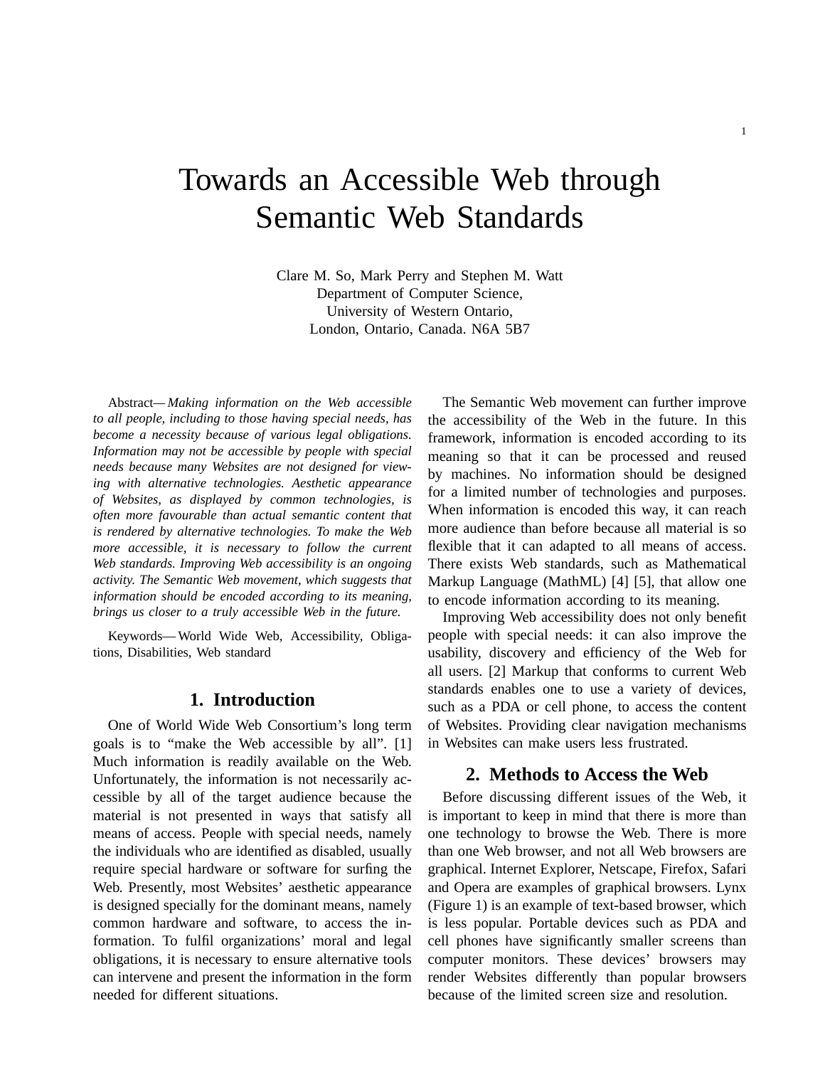# Towards an Accessible Web through Semantic Web Standards

Clare M. So, Mark Perry and Stephen M. Watt
Department of Computer Science,
University of Western Ontario,
London, Ontario, Canada. N6A 5B7

Abstract— *Making information on the Web accessible to all people, including to those having special needs, has become a necessity because of various legal obligations. Information may not be accessible by people with special needs because many Websites are not designed for viewing with alternative technologies. Aesthetic appearance of Websites, as displayed by common technologies, is often more favourable than actual semantic content that is rendered by alternative technologies. To make the Web more accessible, it is necessary to follow the current Web standards. Improving Web accessibility is an ongoing activity. The Semantic Web movement, which suggests that information should be encoded according to its meaning, brings us closer to a truly accessible Web in the future.*

Keywords— World Wide Web, Accessibility, Obligations, Disabilities, Web standard

## 1. Introduction

One of World Wide Web Consortium's long term goals is to "make the Web accessible by all". [1] Much information is readily available on the Web. Unfortunately, the information is not necessarily accessible by all of the target audience because the material is not presented in ways that satisfy all means of access. People with special needs, namely the individuals who are identified as disabled, usually require special hardware or software for surfing the Web. Presently, most Websites' aesthetic appearance is designed specially for the dominant means, namely common hardware and software, to access the information. To fulfil organizations' moral and legal obligations, it is necessary to ensure alternative tools can intervene and present the information in the form needed for different situations.

The Semantic Web movement can further improve the accessibility of the Web in the future. In this framework, information is encoded according to its meaning so that it can be processed and reused by machines. No information should be designed for a limited number of technologies and purposes. When information is encoded this way, it can reach more audience than before because all material is so flexible that it can adapted to all means of access. There exists Web standards, such as Mathematical Markup Language (MathML) [4] [5], that allow one to encode information according to its meaning.

Improving Web accessibility does not only benefit people with special needs: it can also improve the usability, discovery and efficiency of the Web for all users. [2] Markup that conforms to current Web standards enables one to use a variety of devices, such as a PDA or cell phone, to access the content of Websites. Providing clear navigation mechanisms in Websites can make users less frustrated.

## 2. Methods to Access the Web

Before discussing different issues of the Web, it is important to keep in mind that there is more than one technology to browse the Web. There is more than one Web browser, and not all Web browsers are graphical. Internet Explorer, Netscape, Firefox, Safari and Opera are examples of graphical browsers. Lynx (Figure 1) is an example of text-based browser, which is less popular. Portable devices such as PDA and cell phones have significantly smaller screens than computer monitors. These devices' browsers may render Websites differently than popular browsers because of the limited screen size and resolution.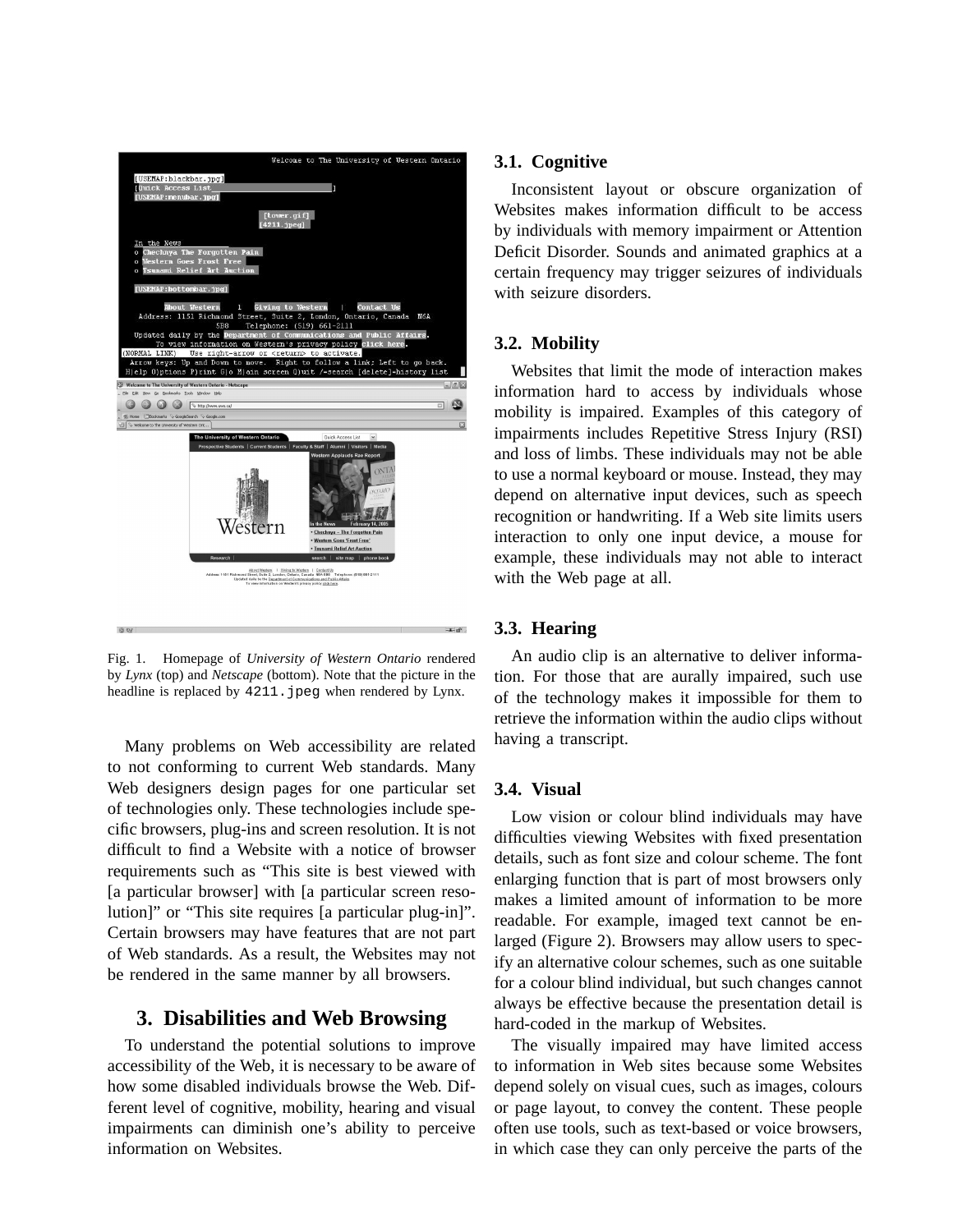Fig. 1. Homepage of *University of Western Ontario* rendered by *Lynx* (top) and *Netscape* (bottom). Note that the picture in the headline is replaced by `4211.jpeg` when rendered by Lynx.

Many problems on Web accessibility are related to not conforming to current Web standards. Many Web designers design pages for one particular set of technologies only. These technologies include specific browsers, plug-ins and screen resolution. It is not difficult to find a Website with a notice of browser requirements such as "This site is best viewed with [a particular browser] with [a particular screen resolution]" or "This site requires [a particular plug-in]". Certain browsers may have features that are not part of Web standards. As a result, the Websites may not be rendered in the same manner by all browsers.

## 3. Disabilities and Web Browsing

To understand the potential solutions to improve accessibility of the Web, it is necessary to be aware of how some disabled individuals browse the Web. Different level of cognitive, mobility, hearing and visual impairments can diminish one's ability to perceive information on Websites.

### 3.1. Cognitive

Inconsistent layout or obscure organization of Websites makes information difficult to be access by individuals with memory impairment or Attention Deficit Disorder. Sounds and animated graphics at a certain frequency may trigger seizures of individuals with seizure disorders.

### 3.2. Mobility

Websites that limit the mode of interaction makes information hard to access by individuals whose mobility is impaired. Examples of this category of impairments includes Repetitive Stress Injury (RSI) and loss of limbs. These individuals may not be able to use a normal keyboard or mouse. Instead, they may depend on alternative input devices, such as speech recognition or handwriting. If a Web site limits users interaction to only one input device, a mouse for example, these individuals may not able to interact with the Web page at all.

### 3.3. Hearing

An audio clip is an alternative to deliver information. For those that are aurally impaired, such use of the technology makes it impossible for them to retrieve the information within the audio clips without having a transcript.

### 3.4. Visual

Low vision or colour blind individuals may have difficulties viewing Websites with fixed presentation details, such as font size and colour scheme. The font enlarging function that is part of most browsers only makes a limited amount of information to be more readable. For example, imaged text cannot be enlarged (Figure 2). Browsers may allow users to specify an alternative colour schemes, such as one suitable for a colour blind individual, but such changes cannot always be effective because the presentation detail is hard-coded in the markup of Websites.

The visually impaired may have limited access to information in Web sites because some Websites depend solely on visual cues, such as images, colours or page layout, to convey the content. These people often use tools, such as text-based or voice browsers, in which case they can only perceive the parts of the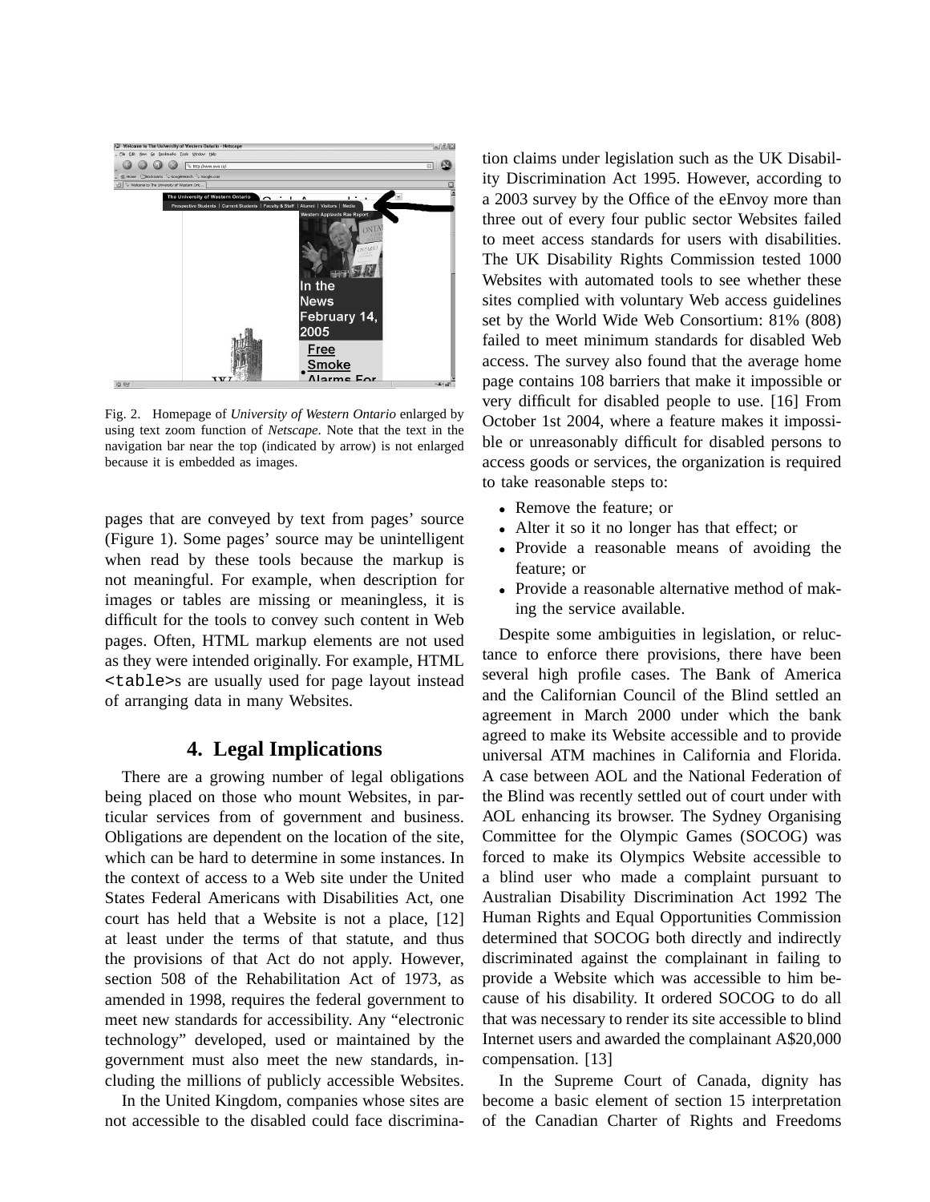Fig. 2. Homepage of *University of Western Ontario* enlarged by using text zoom function of *Netscape*. Note that the text in the navigation bar near the top (indicated by arrow) is not enlarged because it is embedded as images.

pages that are conveyed by text from pages' source (Figure 1). Some pages' source may be unintelligent when read by these tools because the markup is not meaningful. For example, when description for images or tables are missing or meaningless, it is difficult for the tools to convey such content in Web pages. Often, HTML markup elements are not used as they were intended originally. For example, HTML `<table>`s are usually used for page layout instead of arranging data in many Websites.

## 4. Legal Implications

There are a growing number of legal obligations being placed on those who mount Websites, in particular services from of government and business. Obligations are dependent on the location of the site, which can be hard to determine in some instances. In the context of access to a Web site under the United States Federal Americans with Disabilities Act, one court has held that a Website is not a place, [12] at least under the terms of that statute, and thus the provisions of that Act do not apply. However, section 508 of the Rehabilitation Act of 1973, as amended in 1998, requires the federal government to meet new standards for accessibility. Any "electronic technology" developed, used or maintained by the government must also meet the new standards, including the millions of publicly accessible Websites.

In the United Kingdom, companies whose sites are not accessible to the disabled could face discrimination claims under legislation such as the UK Disability Discrimination Act 1995. However, according to a 2003 survey by the Office of the eEnvoy more than three out of every four public sector Websites failed to meet access standards for users with disabilities. The UK Disability Rights Commission tested 1000 Websites with automated tools to see whether these sites complied with voluntary Web access guidelines set by the World Wide Web Consortium: 81% (808) failed to meet minimum standards for disabled Web access. The survey also found that the average home page contains 108 barriers that make it impossible or very difficult for disabled people to use. [16] From October 1st 2004, where a feature makes it impossible or unreasonably difficult for disabled persons to access goods or services, the organization is required to take reasonable steps to:

- Remove the feature; or
- Alter it so it no longer has that effect; or
- Provide a reasonable means of avoiding the feature; or
- Provide a reasonable alternative method of making the service available.

Despite some ambiguities in legislation, or reluctance to enforce there provisions, there have been several high profile cases. The Bank of America and the Californian Council of the Blind settled an agreement in March 2000 under which the bank agreed to make its Website accessible and to provide universal ATM machines in California and Florida. A case between AOL and the National Federation of the Blind was recently settled out of court under with AOL enhancing its browser. The Sydney Organising Committee for the Olympic Games (SOCOG) was forced to make its Olympics Website accessible to a blind user who made a complaint pursuant to Australian Disability Discrimination Act 1992 The Human Rights and Equal Opportunities Commission determined that SOCOG both directly and indirectly discriminated against the complainant in failing to provide a Website which was accessible to him because of his disability. It ordered SOCOG to do all that was necessary to render its site accessible to blind Internet users and awarded the complainant A$20,000 compensation. [13]

In the Supreme Court of Canada, dignity has become a basic element of section 15 interpretation of the Canadian Charter of Rights and Freedoms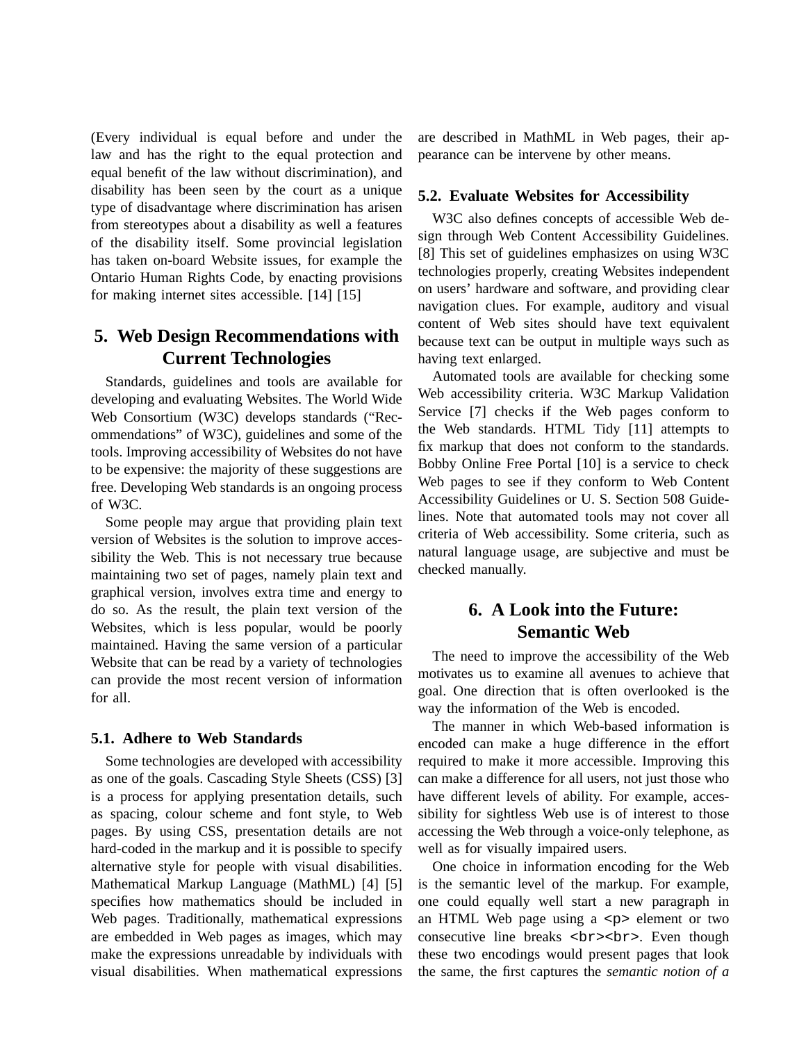(Every individual is equal before and under the law and has the right to the equal protection and equal benefit of the law without discrimination), and disability has been seen by the court as a unique type of disadvantage where discrimination has arisen from stereotypes about a disability as well a features of the disability itself. Some provincial legislation has taken on-board Website issues, for example the Ontario Human Rights Code, by enacting provisions for making internet sites accessible. [14] [15]

## 5. Web Design Recommendations with Current Technologies

Standards, guidelines and tools are available for developing and evaluating Websites. The World Wide Web Consortium (W3C) develops standards ("Recommendations" of W3C), guidelines and some of the tools. Improving accessibility of Websites do not have to be expensive: the majority of these suggestions are free. Developing Web standards is an ongoing process of W3C.

Some people may argue that providing plain text version of Websites is the solution to improve accessibility the Web. This is not necessary true because maintaining two set of pages, namely plain text and graphical version, involves extra time and energy to do so. As the result, the plain text version of the Websites, which is less popular, would be poorly maintained. Having the same version of a particular Website that can be read by a variety of technologies can provide the most recent version of information for all.

### 5.1. Adhere to Web Standards

Some technologies are developed with accessibility as one of the goals. Cascading Style Sheets (CSS) [3] is a process for applying presentation details, such as spacing, colour scheme and font style, to Web pages. By using CSS, presentation details are not hard-coded in the markup and it is possible to specify alternative style for people with visual disabilities. Mathematical Markup Language (MathML) [4] [5] specifies how mathematics should be included in Web pages. Traditionally, mathematical expressions are embedded in Web pages as images, which may make the expressions unreadable by individuals with visual disabilities. When mathematical expressions are described in MathML in Web pages, their appearance can be intervene by other means.

### 5.2. Evaluate Websites for Accessibility

W3C also defines concepts of accessible Web design through Web Content Accessibility Guidelines. [8] This set of guidelines emphasizes on using W3C technologies properly, creating Websites independent on users' hardware and software, and providing clear navigation clues. For example, auditory and visual content of Web sites should have text equivalent because text can be output in multiple ways such as having text enlarged.

Automated tools are available for checking some Web accessibility criteria. W3C Markup Validation Service [7] checks if the Web pages conform to the Web standards. HTML Tidy [11] attempts to fix markup that does not conform to the standards. Bobby Online Free Portal [10] is a service to check Web pages to see if they conform to Web Content Accessibility Guidelines or U. S. Section 508 Guidelines. Note that automated tools may not cover all criteria of Web accessibility. Some criteria, such as natural language usage, are subjective and must be checked manually.

## 6. A Look into the Future: Semantic Web

The need to improve the accessibility of the Web motivates us to examine all avenues to achieve that goal. One direction that is often overlooked is the way the information of the Web is encoded.

The manner in which Web-based information is encoded can make a huge difference in the effort required to make it more accessible. Improving this can make a difference for all users, not just those who have different levels of ability. For example, accessibility for sightless Web use is of interest to those accessing the Web through a voice-only telephone, as well as for visually impaired users.

One choice in information encoding for the Web is the semantic level of the markup. For example, one could equally well start a new paragraph in an HTML Web page using a `<p>` element or two consecutive line breaks `<br><br>`. Even though these two encodings would present pages that look the same, the first captures the *semantic notion of a*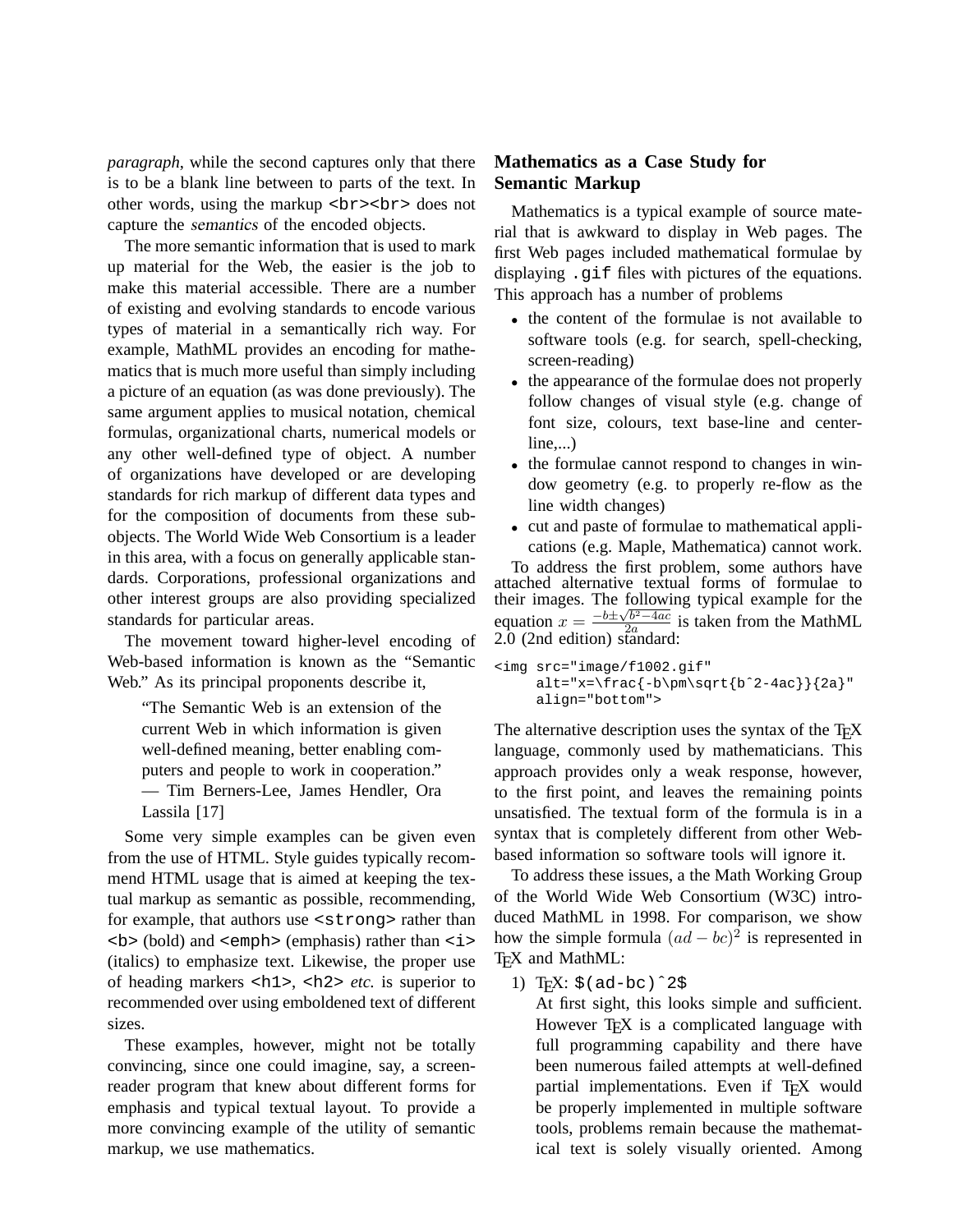*paragraph*, while the second captures only that there is to be a blank line between to parts of the text. In other words, using the markup `<br><br>` does not capture the *semantics* of the encoded objects.

The more semantic information that is used to mark up material for the Web, the easier is the job to make this material accessible. There are a number of existing and evolving standards to encode various types of material in a semantically rich way. For example, MathML provides an encoding for mathematics that is much more useful than simply including a picture of an equation (as was done previously). The same argument applies to musical notation, chemical formulas, organizational charts, numerical models or any other well-defined type of object. A number of organizations have developed or are developing standards for rich markup of different data types and for the composition of documents from these sub-objects. The World Wide Web Consortium is a leader in this area, with a focus on generally applicable standards. Corporations, professional organizations and other interest groups are also providing specialized standards for particular areas.

The movement toward higher-level encoding of Web-based information is known as the "Semantic Web." As its principal proponents describe it,

> "The Semantic Web is an extension of the current Web in which information is given well-defined meaning, better enabling computers and people to work in cooperation."
> — Tim Berners-Lee, James Hendler, Ora Lassila [17]

Some very simple examples can be given even from the use of HTML. Style guides typically recommend HTML usage that is aimed at keeping the textual markup as semantic as possible, recommending, for example, that authors use `<strong>` rather than `<b>` (bold) and `<emph>` (emphasis) rather than `<i>` (italics) to emphasize text. Likewise, the proper use of heading markers `<h1>`, `<h2>` *etc.* is superior to recommended over using emboldened text of different sizes.

These examples, however, might not be totally convincing, since one could imagine, say, a screen-reader program that knew about different forms for emphasis and typical textual layout. To provide a more convincing example of the utility of semantic markup, we use mathematics.

## Mathematics as a Case Study for Semantic Markup

Mathematics is a typical example of source material that is awkward to display in Web pages. The first Web pages included mathematical formulae by displaying `.gif` files with pictures of the equations. This approach has a number of problems

- the content of the formulae is not available to software tools (e.g. for search, spell-checking, screen-reading)
- the appearance of the formulae does not properly follow changes of visual style (e.g. change of font size, colours, text base-line and center-line,...)
- the formulae cannot respond to changes in window geometry (e.g. to properly re-flow as the line width changes)
- cut and paste of formulae to mathematical applications (e.g. Maple, Mathematica) cannot work.

To address the first problem, some authors have attached alternative textual forms of formulae to their images. The following typical example for the equation $x = \frac{-b\pm\sqrt{b^2-4ac}}{2a}$ is taken from the MathML 2.0 (2nd edition) standard:

```
<img src="image/f1002.gif"
     alt="x=\frac{-b\pm\sqrt{b^2-4ac}}{2a}"
     align="bottom">
```

The alternative description uses the syntax of the TEX language, commonly used by mathematicians. This approach provides only a weak response, however, to the first point, and leaves the remaining points unsatisfied. The textual form of the formula is in a syntax that is completely different from other Web-based information so software tools will ignore it.

To address these issues, a the Math Working Group of the World Wide Web Consortium (W3C) introduced MathML in 1998. For comparison, we show how the simple formula $(ad-bc)^2$ is represented in TEX and MathML:

1) TEX: `$(ad-bc)^2$`
   At first sight, this looks simple and sufficient. However TEX is a complicated language with full programming capability and there have been numerous failed attempts at well-defined partial implementations. Even if TEX would be properly implemented in multiple software tools, problems remain because the mathematical text is solely visually oriented. Among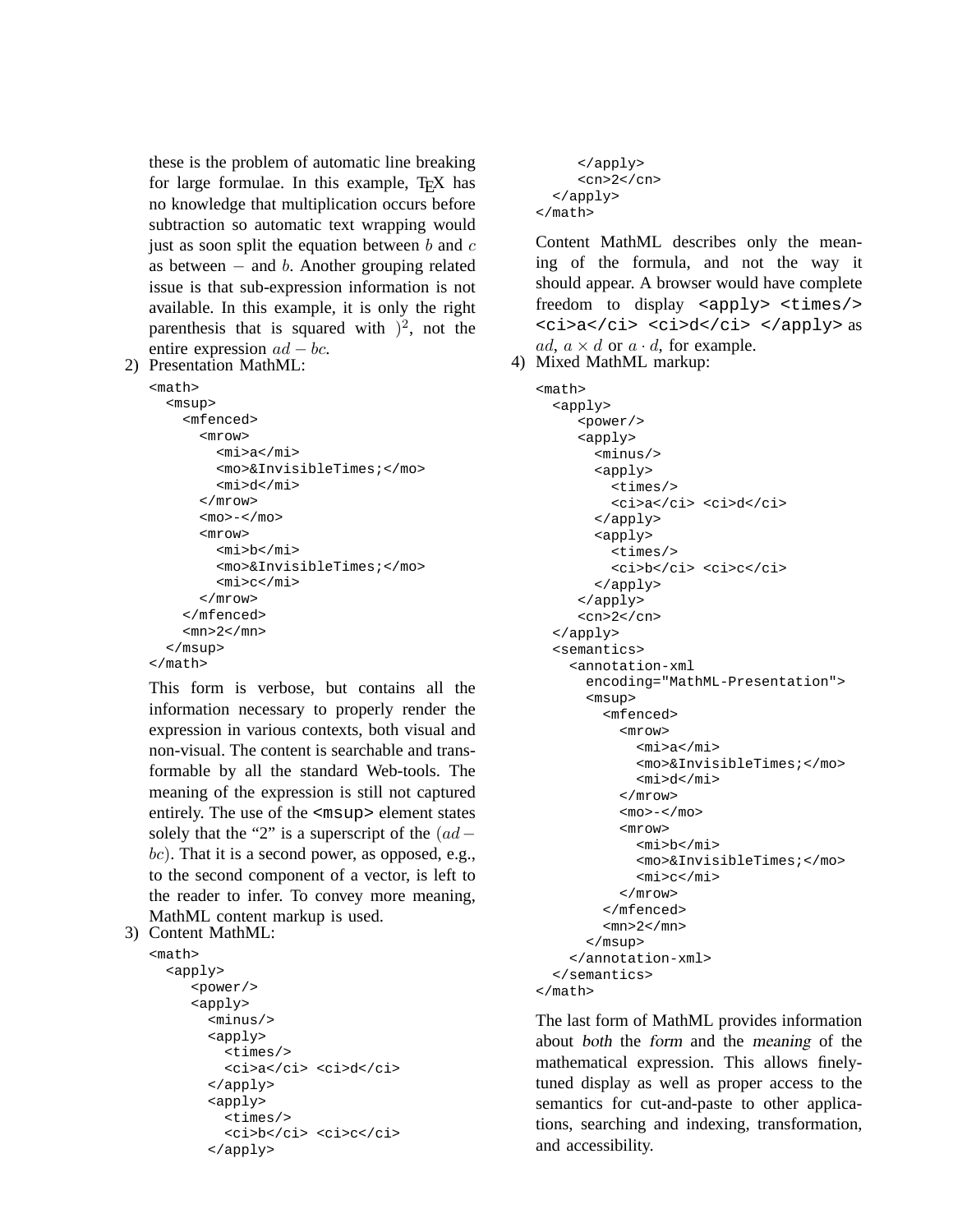these is the problem of automatic line breaking for large formulae. In this example, TEX has no knowledge that multiplication occurs before subtraction so automatic text wrapping would just as soon split the equation between $b$ and $c$ as between $-$ and $b$. Another grouping related issue is that sub-expression information is not available. In this example, it is only the right parenthesis that is squared with $)^2$, not the entire expression $ad - bc$.

2) Presentation MathML:

```
<math>
  <msup>
    <mfenced>
      <mrow>
        <mi>a</mi>
        <mo>&InvisibleTimes;</mo>
        <mi>d</mi>
      </mrow>
      <mo>-</mo>
      <mrow>
        <mi>b</mi>
        <mo>&InvisibleTimes;</mo>
        <mi>c</mi>
      </mrow>
    </mfenced>
    <mn>2</mn>
  </msup>
</math>
```

This form is verbose, but contains all the information necessary to properly render the expression in various contexts, both visual and non-visual. The content is searchable and transformable by all the standard Web-tools. The meaning of the expression is still not captured entirely. The use of the `<msup>` element states solely that the "2" is a superscript of the $(ad - bc)$. That it is a second power, as opposed, e.g., to the second component of a vector, is left to the reader to infer. To convey more meaning, MathML content markup is used.

3) Content MathML:

```
<math>
  <apply>
     <power/>
     <apply>
       <minus/>
       <apply>
         <times/>
         <ci>a</ci> <ci>d</ci>
       </apply>
       <apply>
         <times/>
         <ci>b</ci> <ci>c</ci>
       </apply>
     </apply>
     <cn>2</cn>
  </apply>
</math>
```

Content MathML describes only the meaning of the formula, and not the way it should appear. A browser would have complete freedom to display `<apply> <times/> <ci>a</ci> <ci>d</ci> </apply>` as $ad$, $a \times d$ or $a \cdot d$, for example.

4) Mixed MathML markup:

```
<math>
  <apply>
     <power/>
     <apply>
       <minus/>
       <apply>
         <times/>
         <ci>a</ci> <ci>d</ci>
       </apply>
       <apply>
         <times/>
         <ci>b</ci> <ci>c</ci>
       </apply>
     </apply>
     <cn>2</cn>
  </apply>
  <semantics>
    <annotation-xml
      encoding="MathML-Presentation">
      <msup>
        <mfenced>
          <mrow>
            <mi>a</mi>
            <mo>&InvisibleTimes;</mo>
            <mi>d</mi>
          </mrow>
          <mo>-</mo>
          <mrow>
            <mi>b</mi>
            <mo>&InvisibleTimes;</mo>
            <mi>c</mi>
          </mrow>
        </mfenced>
        <mn>2</mn>
      </msup>
    </annotation-xml>
  </semantics>
</math>
```

The last form of MathML provides information about *both* the *form* and the *meaning* of the mathematical expression. This allows finely-tuned display as well as proper access to the semantics for cut-and-paste to other applications, searching and indexing, transformation, and accessibility.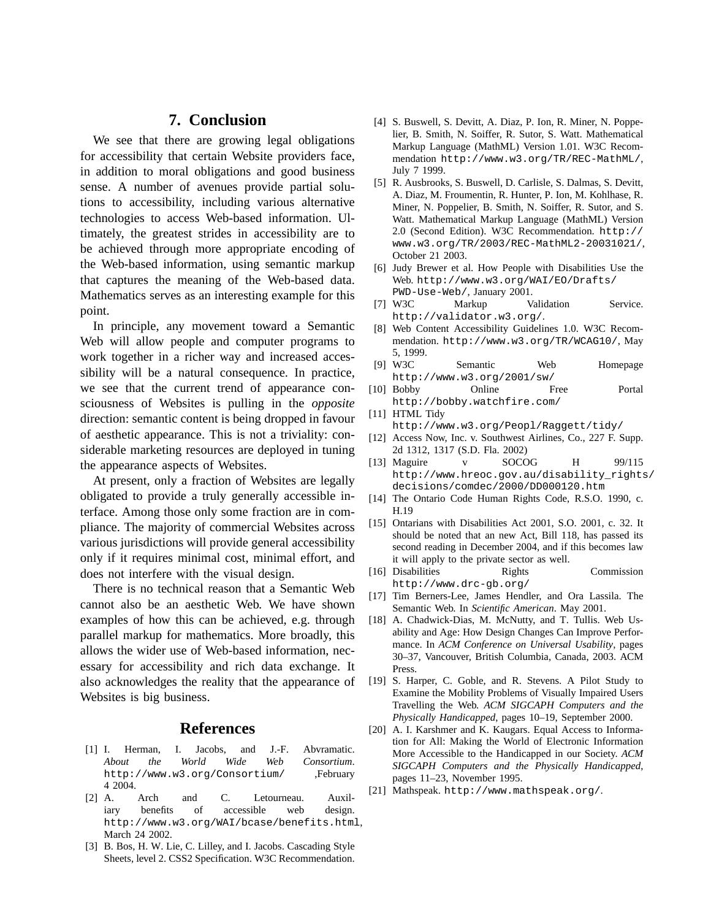## 7. Conclusion

We see that there are growing legal obligations for accessibility that certain Website providers face, in addition to moral obligations and good business sense. A number of avenues provide partial solutions to accessibility, including various alternative technologies to access Web-based information. Ultimately, the greatest strides in accessibility are to be achieved through more appropriate encoding of the Web-based information, using semantic markup that captures the meaning of the Web-based data. Mathematics serves as an interesting example for this point.

In principle, any movement toward a Semantic Web will allow people and computer programs to work together in a richer way and increased accessibility will be a natural consequence. In practice, we see that the current trend of appearance consciousness of Websites is pulling in the *opposite* direction: semantic content is being dropped in favour of aesthetic appearance. This is not a triviality: considerable marketing resources are deployed in tuning the appearance aspects of Websites.

At present, only a fraction of Websites are legally obligated to provide a truly generally accessible interface. Among those only some fraction are in compliance. The majority of commercial Websites across various jurisdictions will provide general accessibility only if it requires minimal cost, minimal effort, and does not interfere with the visual design.

There is no technical reason that a Semantic Web cannot also be an aesthetic Web. We have shown examples of how this can be achieved, e.g. through parallel markup for mathematics. More broadly, this allows the wider use of Web-based information, necessary for accessibility and rich data exchange. It also acknowledges the reality that the appearance of Websites is big business.

## References

[1] I. Herman, I. Jacobs, and J.-F. Abvramatic. *About the World Wide Web Consortium*. `http://www.w3.org/Consortium/` ,February 4 2004.

[2] A. Arch and C. Letourneau. Auxiliary benefits of accessible web design. `http://www.w3.org/WAI/bcase/benefits.html`, March 24 2002.

[3] B. Bos, H. W. Lie, C. Lilley, and I. Jacobs. Cascading Style Sheets, level 2. CSS2 Specification. W3C Recommendation.

[4] S. Buswell, S. Devitt, A. Diaz, P. Ion, R. Miner, N. Poppelier, B. Smith, N. Soiffer, R. Sutor, S. Watt. Mathematical Markup Language (MathML) Version 1.01. W3C Recommendation `http://www.w3.org/TR/REC-MathML/`, July 7 1999.

[5] R. Ausbrooks, S. Buswell, D. Carlisle, S. Dalmas, S. Devitt, A. Diaz, M. Froumentin, R. Hunter, P. Ion, M. Kohlhase, R. Miner, N. Poppelier, B. Smith, N. Soiffer, R. Sutor, and S. Watt. Mathematical Markup Language (MathML) Version 2.0 (Second Edition). W3C Recommendation. `http://www.w3.org/TR/2003/REC-MathML2-20031021/`, October 21 2003.

[6] Judy Brewer et al. How People with Disabilities Use the Web. `http://www.w3.org/WAI/EO/Drafts/PWD-Use-Web/`, January 2001.

[7] W3C Markup Validation Service. `http://validator.w3.org/`.

[8] Web Content Accessibility Guidelines 1.0. W3C Recommendation. `http://www.w3.org/TR/WCAG10/`, May 5, 1999.

[9] W3C Semantic Web Homepage `http://www.w3.org/2001/sw/`

[10] Bobby Online Free Portal `http://bobby.watchfire.com/`

[11] HTML Tidy `http://www.w3.org/Peopl/Raggett/tidy/`

[12] Access Now, Inc. v. Southwest Airlines, Co., 227 F. Supp. 2d 1312, 1317 (S.D. Fla. 2002)

[13] Maguire v SOCOG H 99/115 `http://www.hreoc.gov.au/disability_rights/decisions/comdec/2000/DD000120.htm`

[14] The Ontario Code Human Rights Code, R.S.O. 1990, c. H.19

[15] Ontarians with Disabilities Act 2001, S.O. 2001, c. 32. It should be noted that an new Act, Bill 118, has passed its second reading in December 2004, and if this becomes law it will apply to the private sector as well.

[16] Disabilities Rights Commission `http://www.drc-gb.org/`

[17] Tim Berners-Lee, James Hendler, and Ora Lassila. The Semantic Web. In *Scientific American*. May 2001.

[18] A. Chadwick-Dias, M. McNutty, and T. Tullis. Web Usability and Age: How Design Changes Can Improve Performance. In *ACM Conference on Universal Usability*, pages 30–37, Vancouver, British Columbia, Canada, 2003. ACM Press.

[19] S. Harper, C. Goble, and R. Stevens. A Pilot Study to Examine the Mobility Problems of Visually Impaired Users Travelling the Web. *ACM SIGCAPH Computers and the Physically Handicapped*, pages 10–19, September 2000.

[20] A. I. Karshmer and K. Kaugars. Equal Access to Information for All: Making the World of Electronic Information More Accessible to the Handicapped in our Society. *ACM SIGCAPH Computers and the Physically Handicapped*, pages 11–23, November 1995.

[21] Mathspeak. `http://www.mathspeak.org/`.